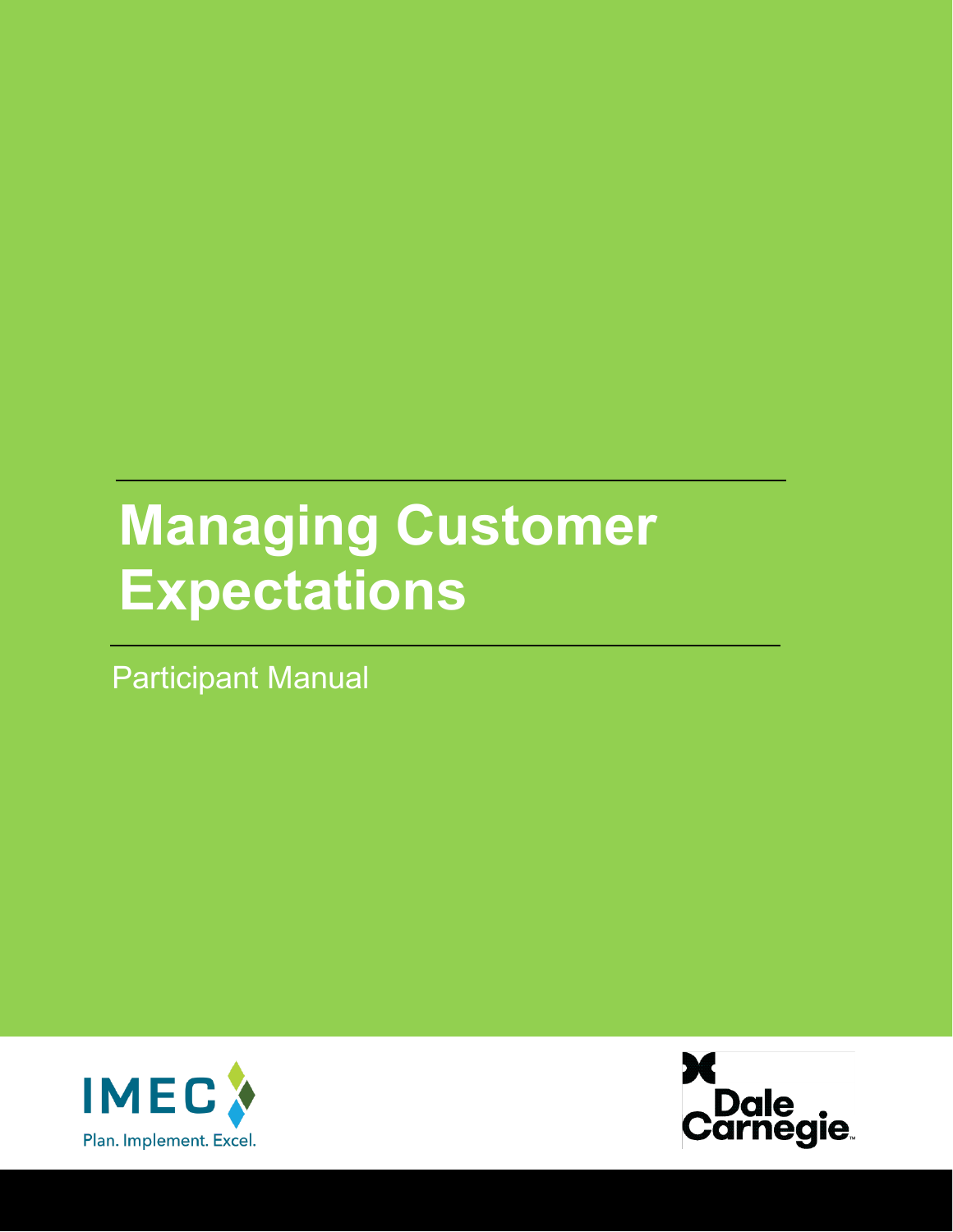# Managing Customer Expectations

Participant Manual

IMEC

Plan. Implement. Excel.

Dale Carnegie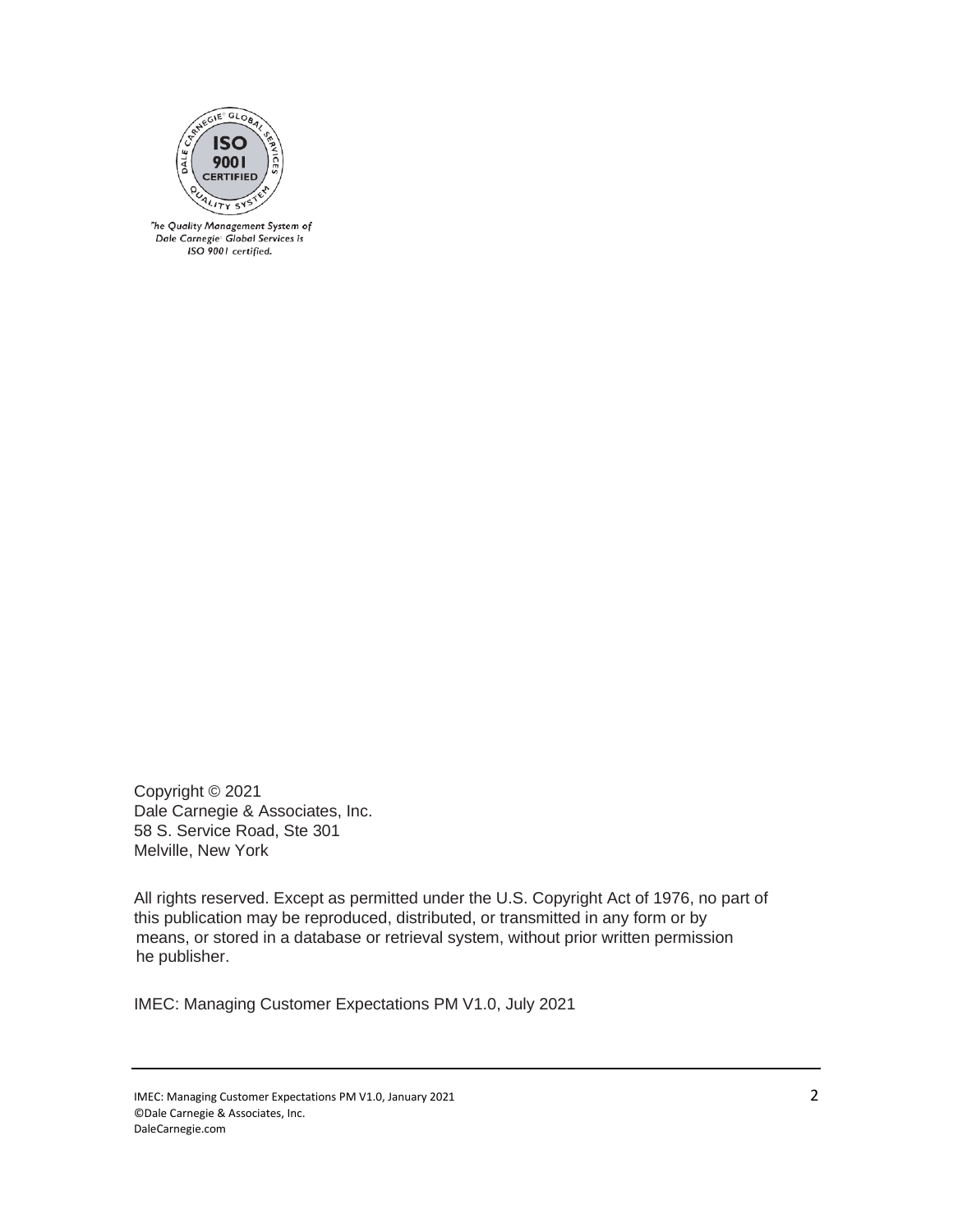The Quality Management System of Dale Carnegie Global Services is ISO 9001 certified.

Copyright © 2021
Dale Carnegie & Associates, Inc.
58 S. Service Road, Ste 301
Melville, New York

All rights reserved. Except as permitted under the U.S. Copyright Act of 1976, no part of this publication may be reproduced, distributed, or transmitted in any form or by means, or stored in a database or retrieval system, without prior written permission he publisher.

IMEC: Managing Customer Expectations PM V1.0, July 2021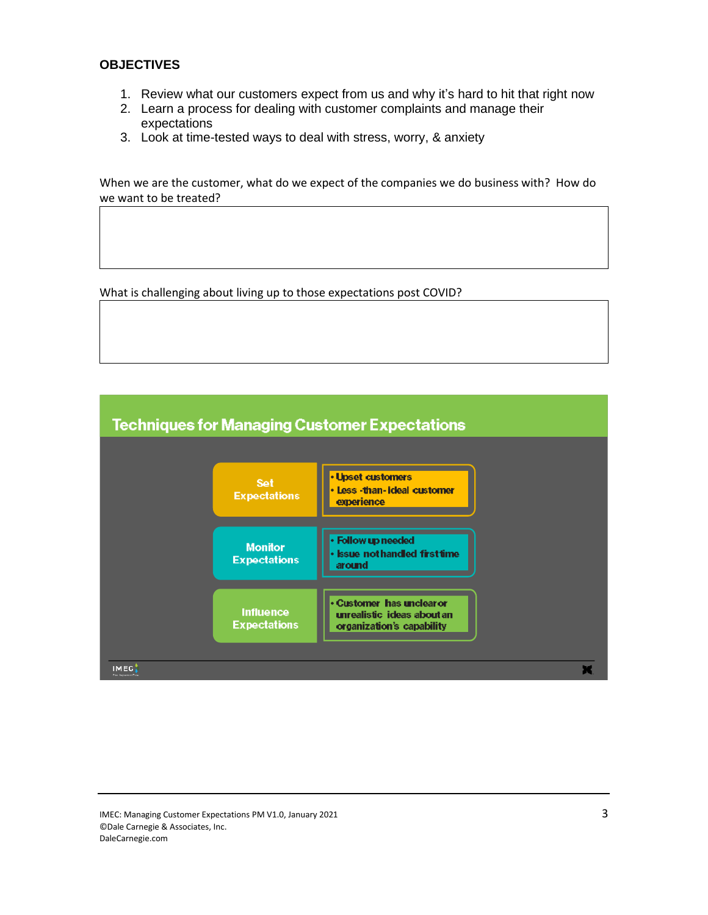## OBJECTIVES

1. Review what our customers expect from us and why it's hard to hit that right now
2. Learn a process for dealing with customer complaints and manage their expectations
3. Look at time-tested ways to deal with stress, worry, & anxiety

When we are the customer, what do we expect of the companies we do business with? How do we want to be treated?

| |
|---|
| |

What is challenging about living up to those expectations post COVID?

| |
|---|
| |

### Techniques for Managing Customer Expectations

| | |
|---|---|
| Set Expectations | • Upset customers<br>• Less-than-ideal customer experience |
| Monitor Expectations | • Follow up needed<br>• Issue not handled first time around |
| Influence Expectations | • Customer has unclear or unrealistic ideas about an organization's capability |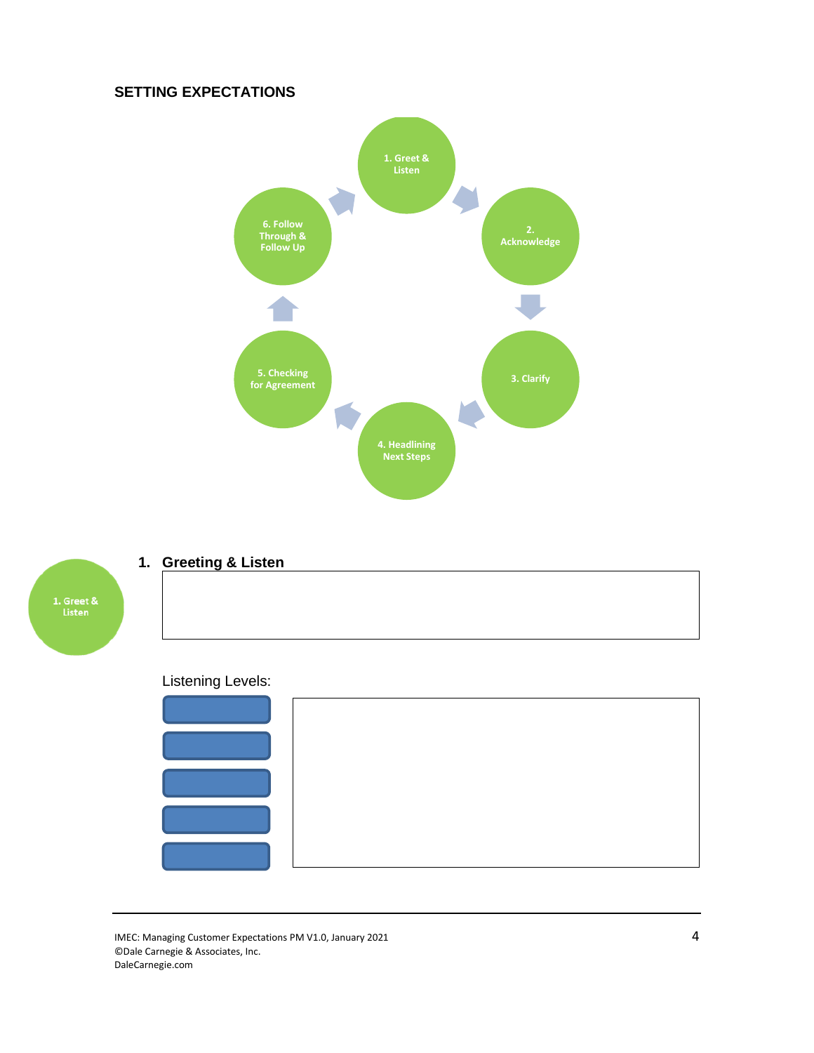## SETTING EXPECTATIONS

1. Greet & Listen
2. Acknowledge
3. Clarify
4. Headlining Next Steps
5. Checking for Agreement
6. Follow Through & Follow Up

1. Greet & Listen

### 1. Greeting & Listen

Listening Levels: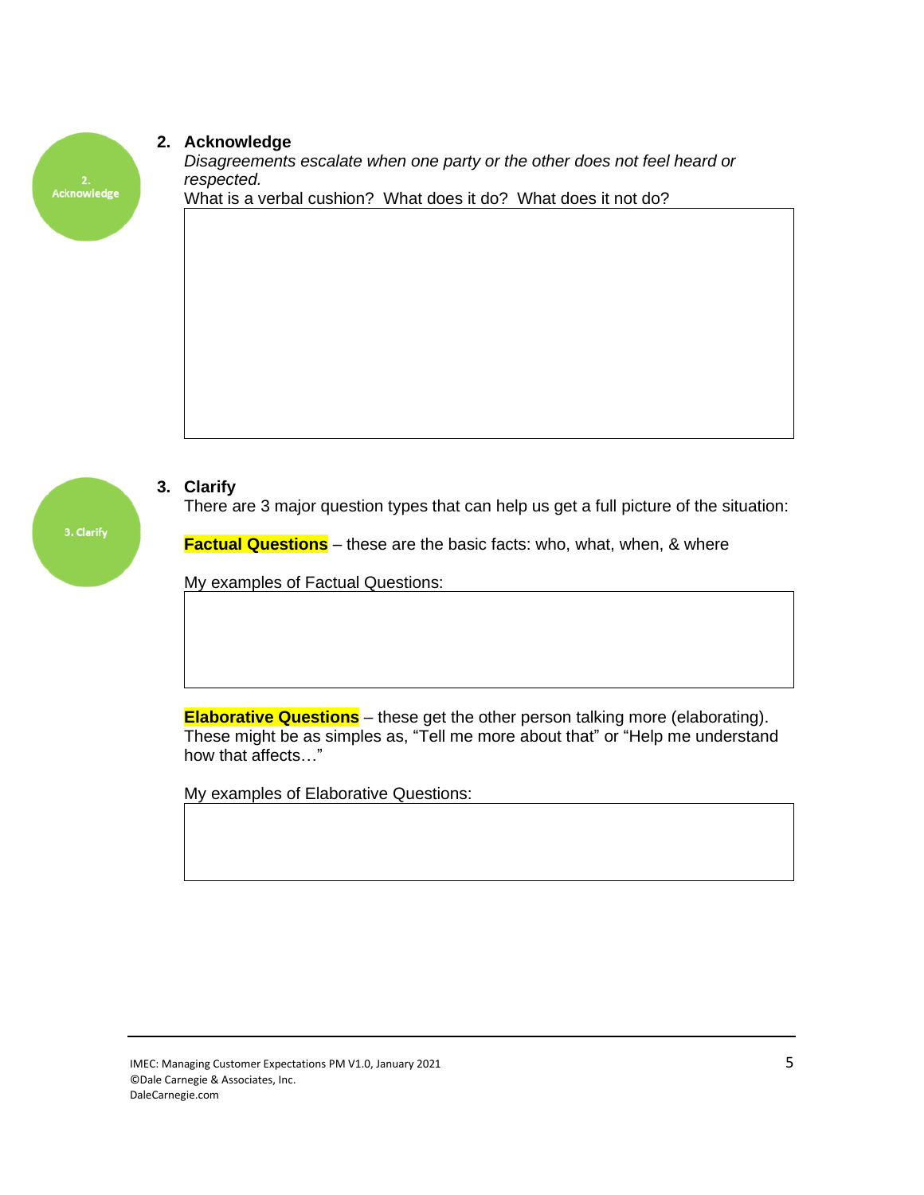## 2. Acknowledge

*Disagreements escalate when one party or the other does not feel heard or respected.*

What is a verbal cushion? What does it do? What does it not do?

| |
|---|
| |

## 3. Clarify

There are 3 major question types that can help us get a full picture of the situation:

**Factual Questions** – these are the basic facts: who, what, when, & where

My examples of Factual Questions:

| |
|---|
| |

**Elaborative Questions** – these get the other person talking more (elaborating). These might be as simples as, "Tell me more about that" or "Help me understand how that affects…"

My examples of Elaborative Questions:

| |
|---|
| |

IMEC: Managing Customer Expectations PM V1.0, January 2021
©Dale Carnegie & Associates, Inc.
DaleCarnegie.com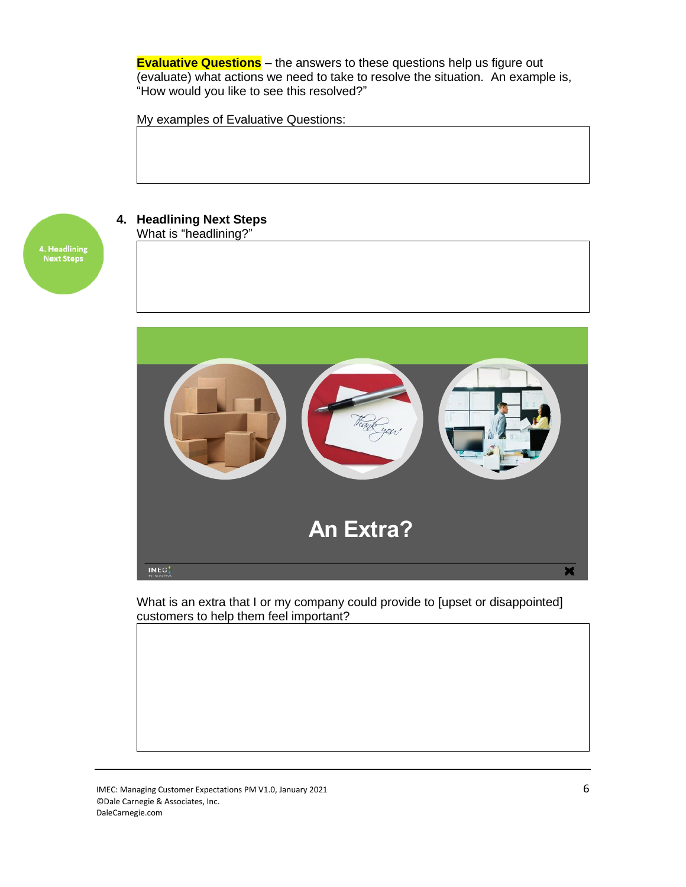**Evaluative Questions** – the answers to these questions help us figure out (evaluate) what actions we need to take to resolve the situation. An example is, "How would you like to see this resolved?"

My examples of Evaluative Questions:

## 4. Headlining Next Steps

What is "headlining?"

An Extra?

What is an extra that I or my company could provide to [upset or disappointed] customers to help them feel important?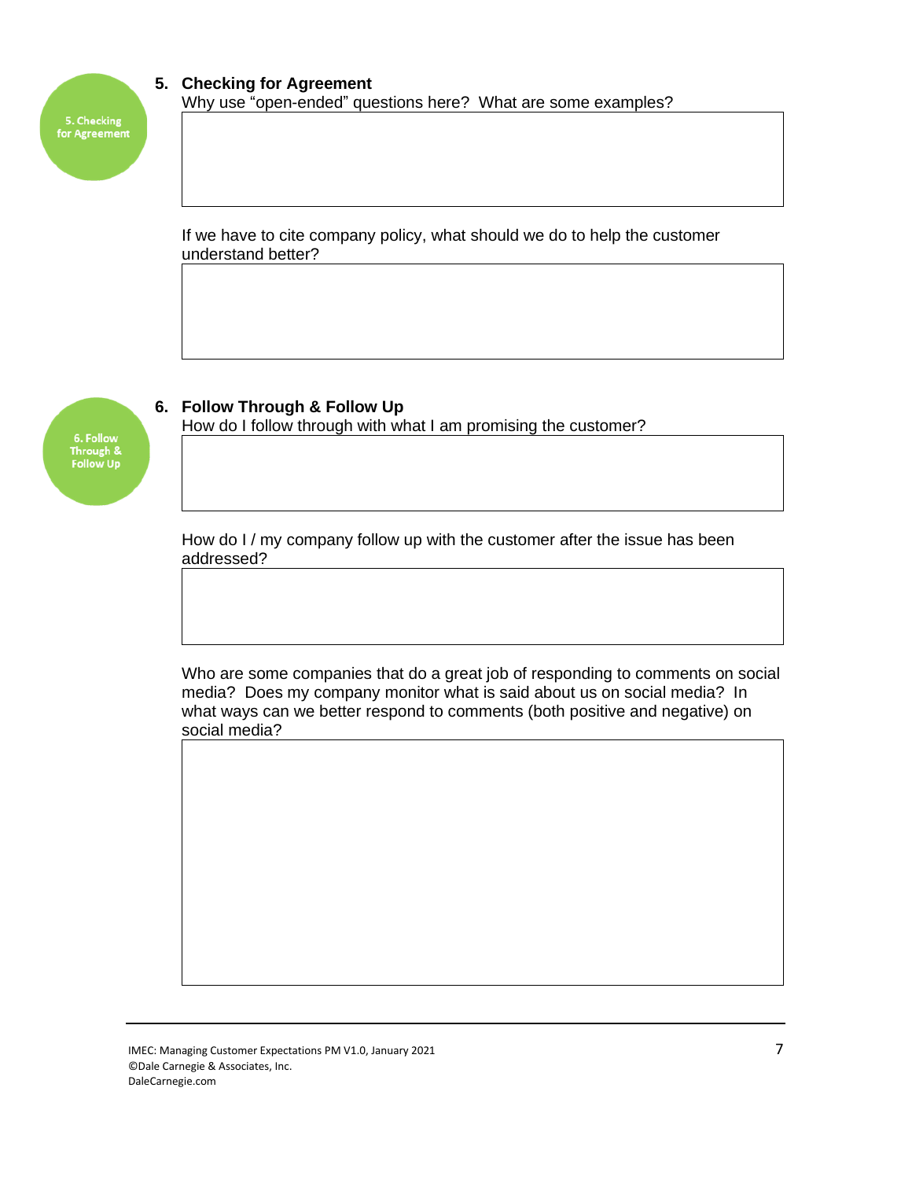5. Checking for Agreement

## 5. Checking for Agreement

Why use "open-ended" questions here? What are some examples?

If we have to cite company policy, what should we do to help the customer understand better?

6. Follow Through & Follow Up

## 6. Follow Through & Follow Up

How do I follow through with what I am promising the customer?

How do I / my company follow up with the customer after the issue has been addressed?

Who are some companies that do a great job of responding to comments on social media? Does my company monitor what is said about us on social media? In what ways can we better respond to comments (both positive and negative) on social media?

IMEC: Managing Customer Expectations PM V1.0, January 2021
©Dale Carnegie & Associates, Inc.
DaleCarnegie.com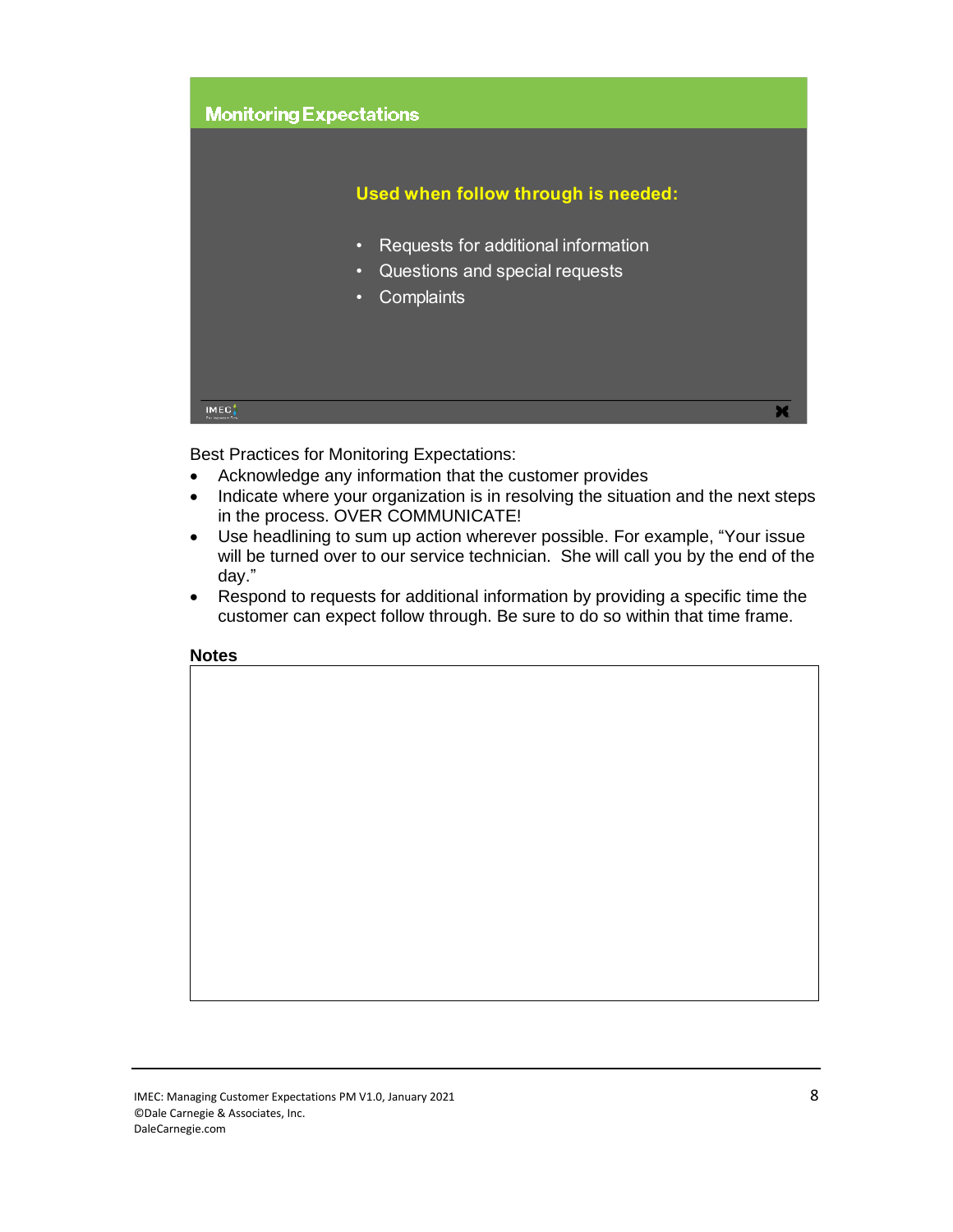## Monitoring Expectations

**Used when follow through is needed:**

- Requests for additional information
- Questions and special requests
- Complaints

Best Practices for Monitoring Expectations:

- Acknowledge any information that the customer provides
- Indicate where your organization is in resolving the situation and the next steps in the process. OVER COMMUNICATE!
- Use headlining to sum up action wherever possible. For example, "Your issue will be turned over to our service technician. She will call you by the end of the day."
- Respond to requests for additional information by providing a specific time the customer can expect follow through. Be sure to do so within that time frame.

**Notes**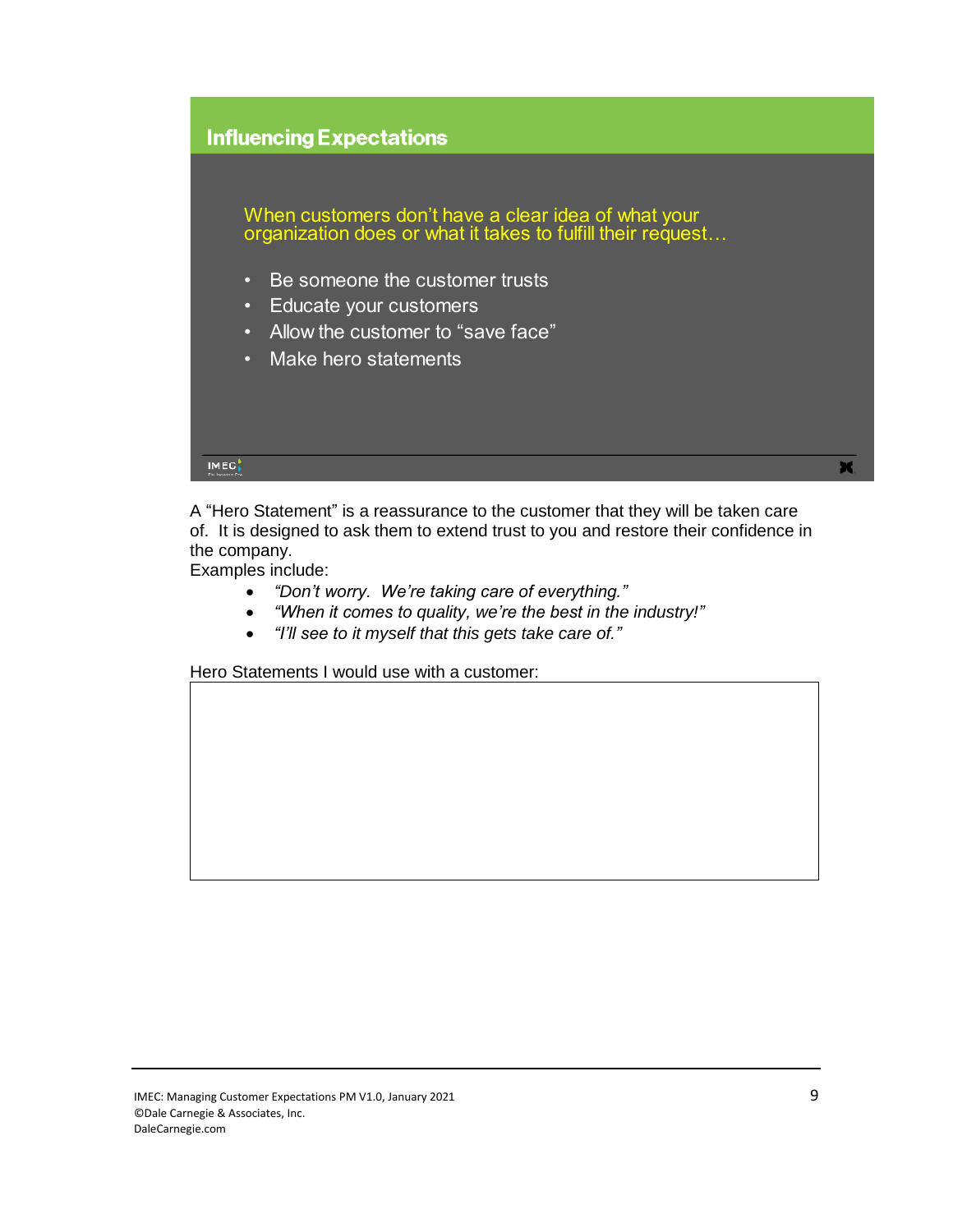## Influencing Expectations

When customers don't have a clear idea of what your organization does or what it takes to fulfill their request…

- Be someone the customer trusts
- Educate your customers
- Allow the customer to "save face"
- Make hero statements

A "Hero Statement" is a reassurance to the customer that they will be taken care of. It is designed to ask them to extend trust to you and restore their confidence in the company.

Examples include:

- *"Don't worry. We're taking care of everything."*
- *"When it comes to quality, we're the best in the industry!"*
- *"I'll see to it myself that this gets take care of."*

Hero Statements I would use with a customer:

|  |
| --- |
|  |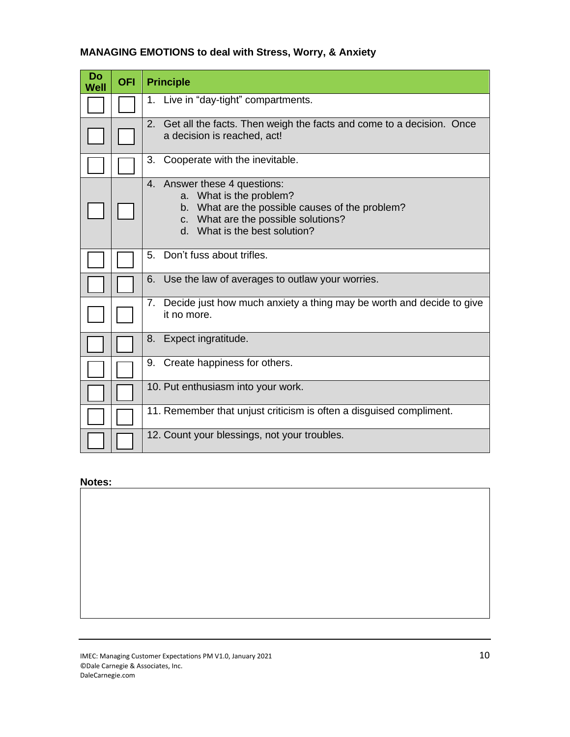**MANAGING EMOTIONS to deal with Stress, Worry, & Anxiety**

| Do Well | OFI | Principle |
|---|---|---|
| ☐ | ☐ | 1. Live in "day-tight" compartments. |
| ☐ | ☐ | 2. Get all the facts. Then weigh the facts and come to a decision. Once a decision is reached, act! |
| ☐ | ☐ | 3. Cooperate with the inevitable. |
| ☐ | ☐ | 4. Answer these 4 questions:<br>a. What is the problem?<br>b. What are the possible causes of the problem?<br>c. What are the possible solutions?<br>d. What is the best solution? |
| ☐ | ☐ | 5. Don't fuss about trifles. |
| ☐ | ☐ | 6. Use the law of averages to outlaw your worries. |
| ☐ | ☐ | 7. Decide just how much anxiety a thing may be worth and decide to give it no more. |
| ☐ | ☐ | 8. Expect ingratitude. |
| ☐ | ☐ | 9. Create happiness for others. |
| ☐ | ☐ | 10. Put enthusiasm into your work. |
| ☐ | ☐ | 11. Remember that unjust criticism is often a disguised compliment. |
| ☐ | ☐ | 12. Count your blessings, not your troubles. |

**Notes:**

IMEC: Managing Customer Expectations PM V1.0, January 2021
©Dale Carnegie & Associates, Inc.
DaleCarnegie.com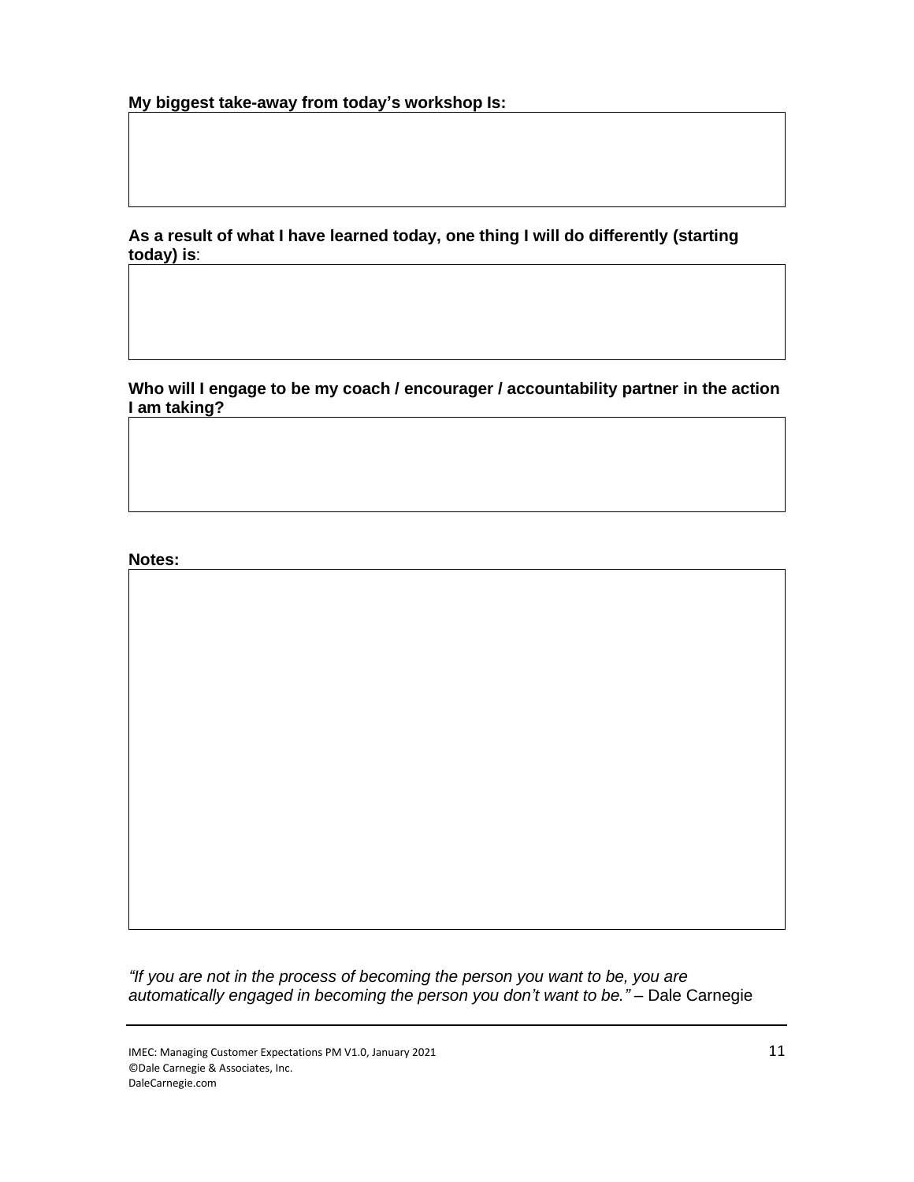**My biggest take-away from today's workshop Is:**

**As a result of what I have learned today, one thing I will do differently (starting today) is**:

**Who will I engage to be my coach / encourager / accountability partner in the action I am taking?**

**Notes:**

*"If you are not in the process of becoming the person you want to be, you are automatically engaged in becoming the person you don't want to be."* – Dale Carnegie